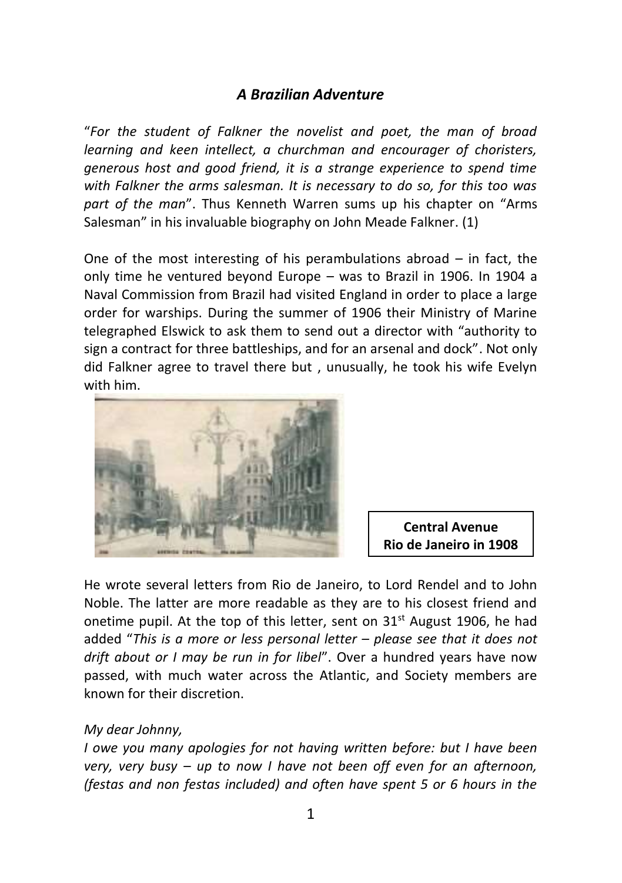## *A Brazilian Adventure*

"*For the student of Falkner the novelist and poet, the man of broad learning and keen intellect, a churchman and encourager of choristers, generous host and good friend, it is a strange experience to spend time with Falkner the arms salesman. It is necessary to do so, for this too was part of the man*". Thus Kenneth Warren sums up his chapter on "Arms Salesman" in his invaluable biography on John Meade Falkner. (1)

One of the most interesting of his perambulations abroad – in fact, the only time he ventured beyond Europe – was to Brazil in 1906. In 1904 a Naval Commission from Brazil had visited England in order to place a large order for warships. During the summer of 1906 their Ministry of Marine telegraphed Elswick to ask them to send out a director with "authority to sign a contract for three battleships, and for an arsenal and dock". Not only did Falkner agree to travel there but , unusually, he took his wife Evelyn with him.

**Central Avenue Rio de Janeiro in 1908**

He wrote several letters from Rio de Janeiro, to Lord Rendel and to John Noble. The latter are more readable as they are to his closest friend and onetime pupil. At the top of this letter, sent on 31st August 1906, he had added "*This is a more or less personal letter – please see that it does not drift about or I may be run in for libel*". Over a hundred years have now passed, with much water across the Atlantic, and Society members are known for their discretion.

*My dear Johnny,*

*I owe you many apologies for not having written before: but I have been very, very busy – up to now I have not been off even for an afternoon, (festas and non festas included) and often have spent 5 or 6 hours in the*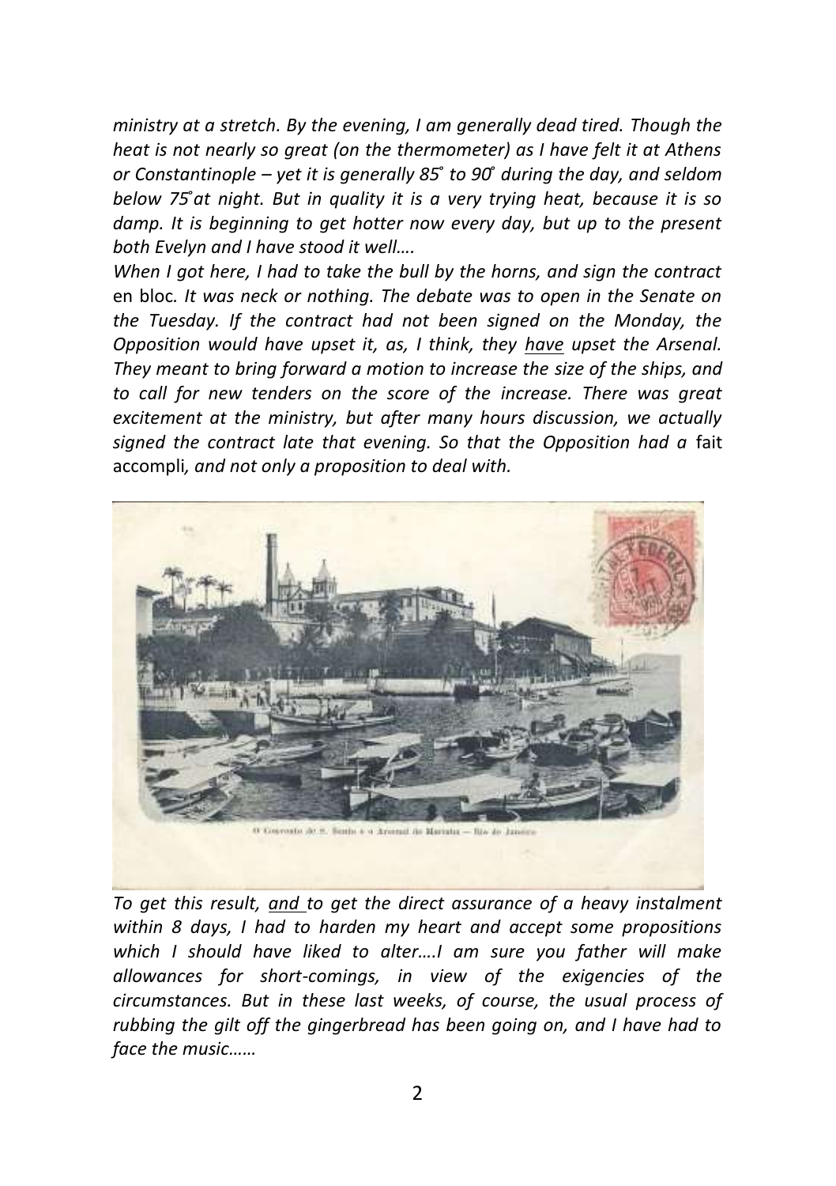*ministry at a stretch. By the evening, I am generally dead tired. Though the heat is not nearly so great (on the thermometer) as I have felt it at Athens or Constantinople – yet it is generally 85° to 90° during the day, and seldom below 75°at night. But in quality it is a very trying heat, because it is so damp. It is beginning to get hotter now every day, but up to the present both Evelyn and I have stood it well….*

*When I got here, I had to take the bull by the horns, and sign the contract* en bloc*. It was neck or nothing. The debate was to open in the Senate on the Tuesday. If the contract had not been signed on the Monday, the Opposition would have upset it, as, I think, they have upset the Arsenal. They meant to bring forward a motion to increase the size of the ships, and to call for new tenders on the score of the increase. There was great excitement at the ministry, but after many hours discussion, we actually signed the contract late that evening. So that the Opposition had a* fait accompli*, and not only a proposition to deal with.*

O Convento de S. Bento e o Arsenal de Marinha – Rio de Janeiro

*To get this result, and to get the direct assurance of a heavy instalment within 8 days, I had to harden my heart and accept some propositions which I should have liked to alter….I am sure you father will make allowances for short-comings, in view of the exigencies of the circumstances. But in these last weeks, of course, the usual process of rubbing the gilt off the gingerbread has been going on, and I have had to face the music……*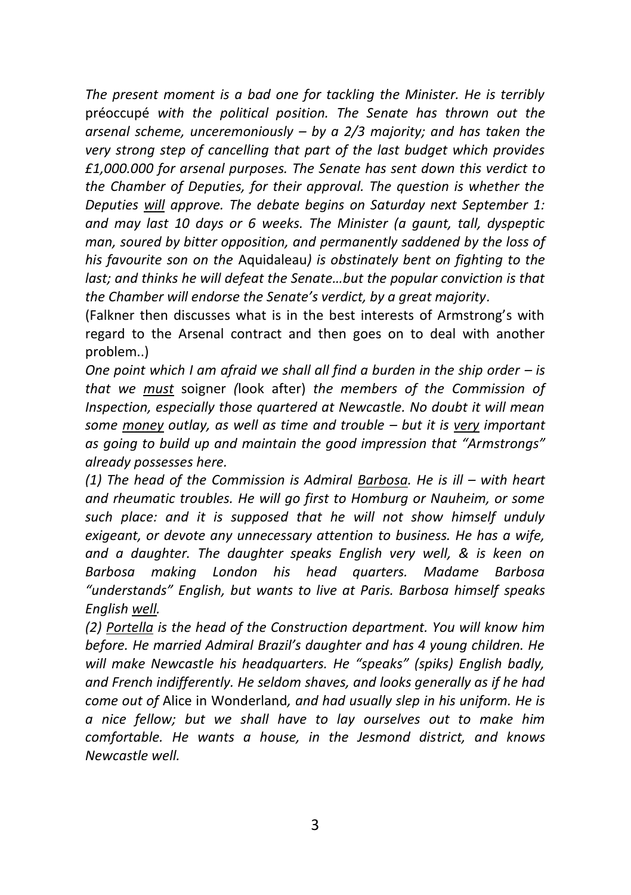*The present moment is a bad one for tackling the Minister. He is terribly* préoccupé *with the political position. The Senate has thrown out the arsenal scheme, unceremoniously – by a 2/3 majority; and has taken the very strong step of cancelling that part of the last budget which provides £1,000.000 for arsenal purposes. The Senate has sent down this verdict to the Chamber of Deputies, for their approval. The question is whether the Deputies* <u>*will*</u> *approve. The debate begins on Saturday next September 1: and may last 10 days or 6 weeks. The Minister (a gaunt, tall, dyspeptic man, soured by bitter opposition, and permanently saddened by the loss of his favourite son on the* Aquidaleau*) is obstinately bent on fighting to the last; and thinks he will defeat the Senate…but the popular conviction is that the Chamber will endorse the Senate's verdict, by a great majority.*

(Falkner then discusses what is in the best interests of Armstrong's with regard to the Arsenal contract and then goes on to deal with another problem..)

*One point which I am afraid we shall all find a burden in the ship order – is that we* <u>*must*</u> soigner *(*look after) *the members of the Commission of Inspection, especially those quartered at Newcastle. No doubt it will mean some* <u>*money*</u> *outlay, as well as time and trouble – but it is* <u>*very*</u> *important as going to build up and maintain the good impression that "Armstrongs" already possesses here.*

*(1) The head of the Commission is Admiral* <u>*Barbosa*</u>*. He is ill – with heart and rheumatic troubles. He will go first to Homburg or Nauheim, or some such place: and it is supposed that he will not show himself unduly exigeant, or devote any unnecessary attention to business. He has a wife, and a daughter. The daughter speaks English very well, & is keen on Barbosa making London his head quarters. Madame Barbosa "understands" English, but wants to live at Paris. Barbosa himself speaks English* <u>*well*</u>*.*

*(2)* <u>*Portella*</u> *is the head of the Construction department. You will know him before. He married Admiral Brazil's daughter and has 4 young children. He will make Newcastle his headquarters. He "speaks" (spiks) English badly, and French indifferently. He seldom shaves, and looks generally as if he had come out of* Alice in Wonderland*, and had usually slep in his uniform. He is a nice fellow; but we shall have to lay ourselves out to make him comfortable. He wants a house, in the Jesmond district, and knows Newcastle well.*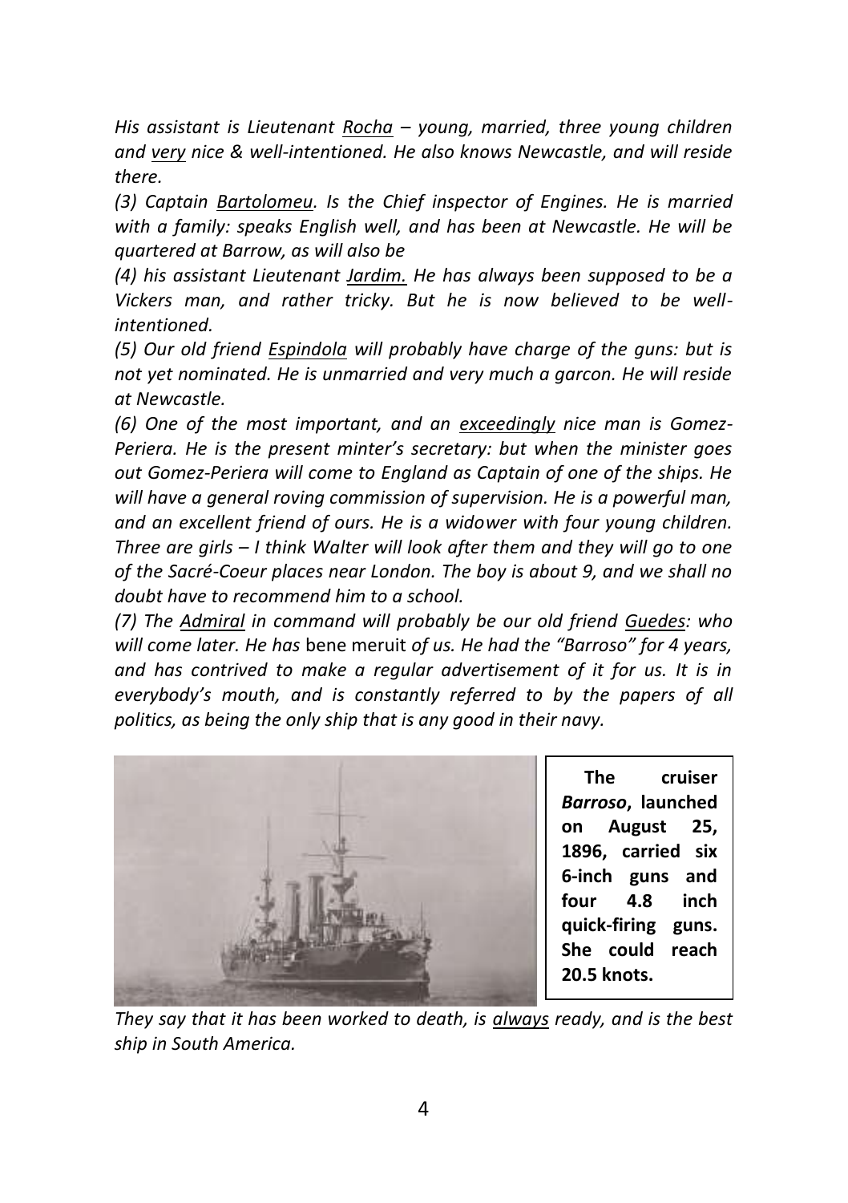*His assistant is Lieutenant Rocha – young, married, three young children and very nice & well-intentioned. He also knows Newcastle, and will reside there.*

*(3) Captain Bartolomeu. Is the Chief inspector of Engines. He is married with a family: speaks English well, and has been at Newcastle. He will be quartered at Barrow, as will also be*

*(4) his assistant Lieutenant Jardim. He has always been supposed to be a Vickers man, and rather tricky. But he is now believed to be well-intentioned.*

*(5) Our old friend Espindola will probably have charge of the guns: but is not yet nominated. He is unmarried and very much a garcon. He will reside at Newcastle.*

*(6) One of the most important, and an exceedingly nice man is Gomez-Periera. He is the present minter's secretary: but when the minister goes out Gomez-Periera will come to England as Captain of one of the ships. He will have a general roving commission of supervision. He is a powerful man, and an excellent friend of ours. He is a widower with four young children. Three are girls – I think Walter will look after them and they will go to one of the Sacré-Coeur places near London. The boy is about 9, and we shall no doubt have to recommend him to a school.*

*(7) The Admiral in command will probably be our old friend Guedes: who will come later. He has* bene meruit *of us. He had the "Barroso" for 4 years, and has contrived to make a regular advertisement of it for us. It is in everybody's mouth, and is constantly referred to by the papers of all politics, as being the only ship that is any good in their navy.*

**The cruiser *Barroso*, launched on August 25, 1896, carried six 6-inch guns and four 4.8 inch quick-firing guns. She could reach 20.5 knots.**

*They say that it has been worked to death, is always ready, and is the best ship in South America.*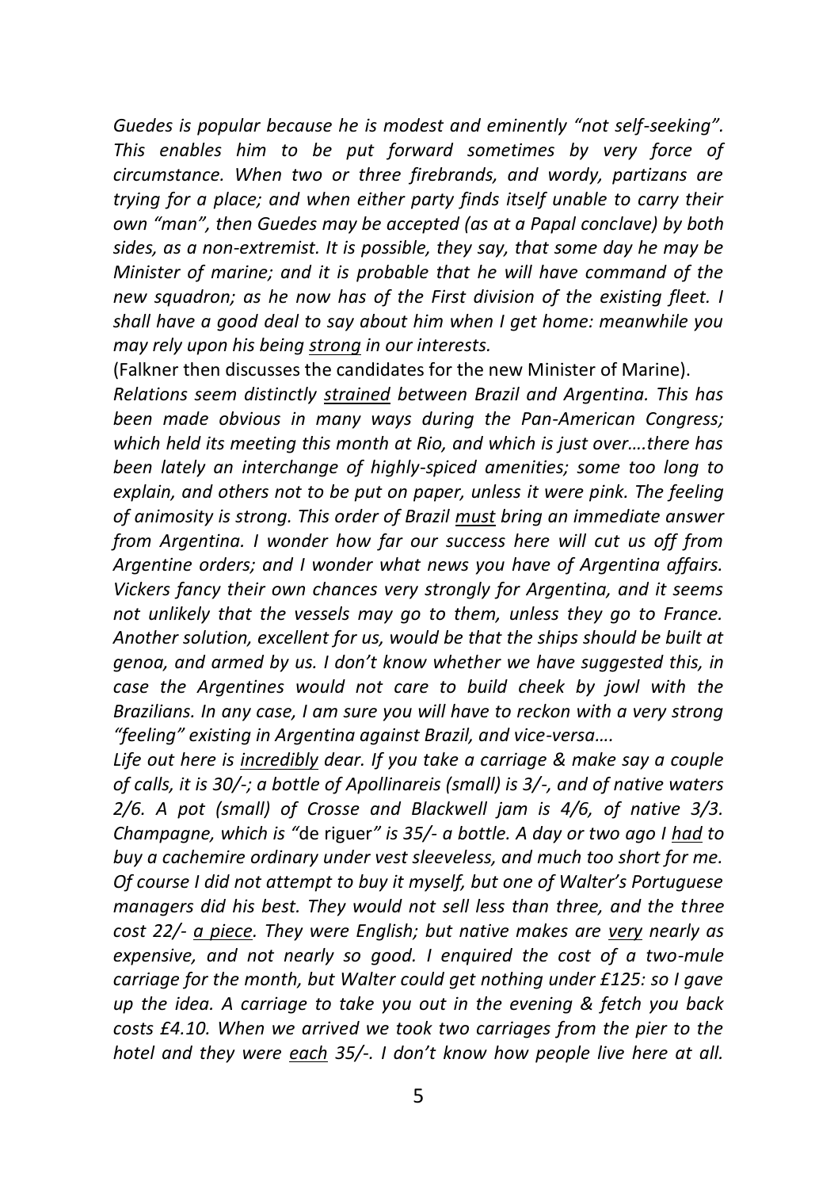*Guedes is popular because he is modest and eminently "not self-seeking". This enables him to be put forward sometimes by very force of circumstance. When two or three firebrands, and wordy, partizans are trying for a place; and when either party finds itself unable to carry their own "man", then Guedes may be accepted (as at a Papal conclave) by both sides, as a non-extremist. It is possible, they say, that some day he may be Minister of marine; and it is probable that he will have command of the new squadron; as he now has of the First division of the existing fleet. I shall have a good deal to say about him when I get home: meanwhile you may rely upon his being <u>strong</u> in our interests.*

(Falkner then discusses the candidates for the new Minister of Marine).

*Relations seem distinctly <u>strained</u> between Brazil and Argentina. This has been made obvious in many ways during the Pan-American Congress; which held its meeting this month at Rio, and which is just over….there has been lately an interchange of highly-spiced amenities; some too long to explain, and others not to be put on paper, unless it were pink. The feeling of animosity is strong. This order of Brazil <u>must</u> bring an immediate answer from Argentina. I wonder how far our success here will cut us off from Argentine orders; and I wonder what news you have of Argentina affairs. Vickers fancy their own chances very strongly for Argentina, and it seems not unlikely that the vessels may go to them, unless they go to France. Another solution, excellent for us, would be that the ships should be built at genoa, and armed by us. I don't know whether we have suggested this, in case the Argentines would not care to build cheek by jowl with the Brazilians. In any case, I am sure you will have to reckon with a very strong "feeling" existing in Argentina against Brazil, and vice-versa….*

*Life out here is <u>incredibly</u> dear. If you take a carriage & make say a couple of calls, it is 30/-; a bottle of Apollinareis (small) is 3/-, and of native waters 2/6. A pot (small) of Crosse and Blackwell jam is 4/6, of native 3/3. Champagne, which is "*de riguer*" is 35/- a bottle. A day or two ago I <u>had</u> to buy a cachemire ordinary under vest sleeveless, and much too short for me. Of course I did not attempt to buy it myself, but one of Walter's Portuguese managers did his best. They would not sell less than three, and the three cost 22/- <u>a piece</u>. They were English; but native makes are <u>very</u> nearly as expensive, and not nearly so good. I enquired the cost of a two-mule carriage for the month, but Walter could get nothing under £125: so I gave up the idea. A carriage to take you out in the evening & fetch you back costs £4.10. When we arrived we took two carriages from the pier to the hotel and they were <u>each</u> 35/-. I don't know how people live here at all.*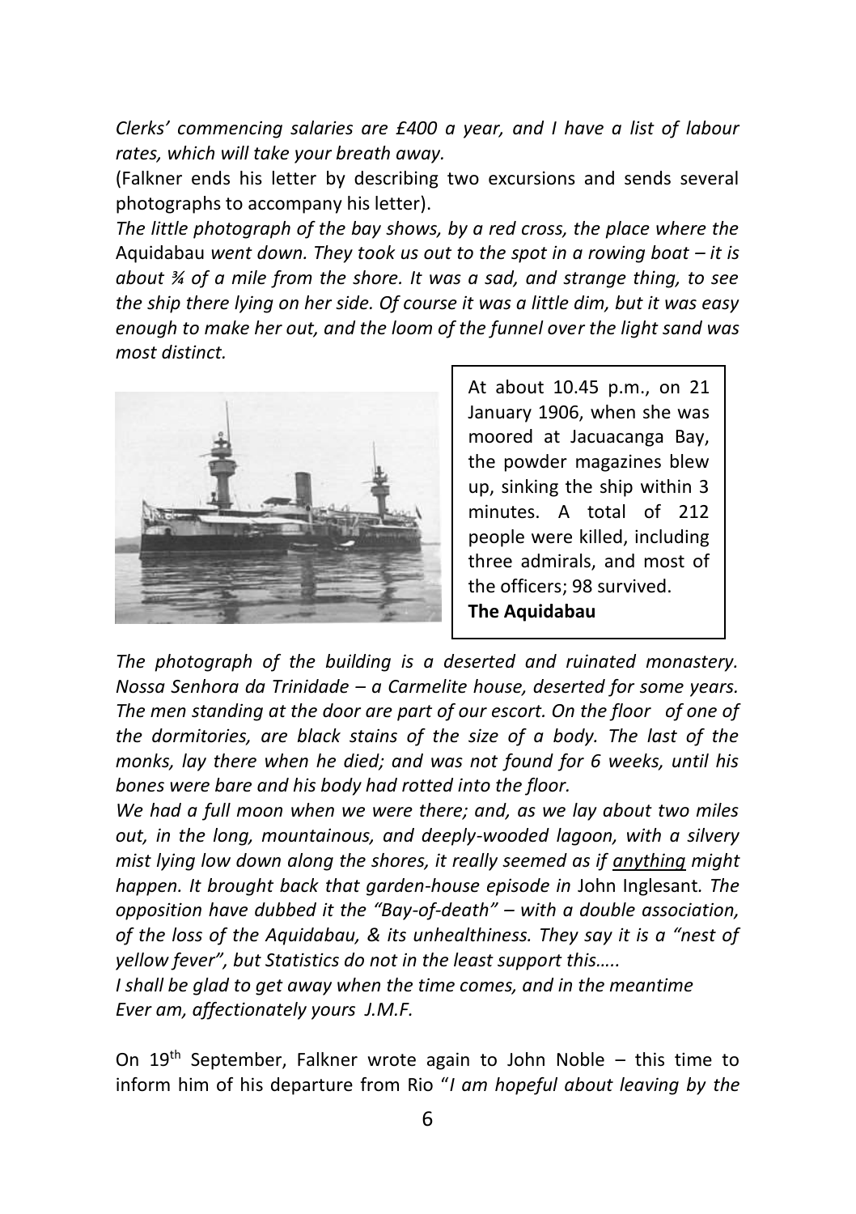*Clerks' commencing salaries are £400 a year, and I have a list of labour rates, which will take your breath away.*

(Falkner ends his letter by describing two excursions and sends several photographs to accompany his letter).

*The little photograph of the bay shows, by a red cross, the place where the* Aquidabau *went down. They took us out to the spot in a rowing boat – it is about ¾ of a mile from the shore. It was a sad, and strange thing, to see the ship there lying on her side. Of course it was a little dim, but it was easy enough to make her out, and the loom of the funnel over the light sand was most distinct.*

At about 10.45 p.m., on 21 January 1906, when she was moored at Jacuacanga Bay, the powder magazines blew up, sinking the ship within 3 minutes. A total of 212 people were killed, including three admirals, and most of the officers; 98 survived.

**The Aquidabau**

*The photograph of the building is a deserted and ruinated monastery. Nossa Senhora da Trinidade – a Carmelite house, deserted for some years. The men standing at the door are part of our escort. On the floor of one of the dormitories, are black stains of the size of a body. The last of the monks, lay there when he died; and was not found for 6 weeks, until his bones were bare and his body had rotted into the floor.*

*We had a full moon when we were there; and, as we lay about two miles out, in the long, mountainous, and deeply-wooded lagoon, with a silvery mist lying low down along the shores, it really seemed as if anything might happen. It brought back that garden-house episode in* John Inglesant*. The opposition have dubbed it the "Bay-of-death" – with a double association, of the loss of the Aquidabau, & its unhealthiness. They say it is a "nest of yellow fever", but Statistics do not in the least support this…..*

*I shall be glad to get away when the time comes, and in the meantime Ever am, affectionately yours J.M.F.*

On 19th September, Falkner wrote again to John Noble – this time to inform him of his departure from Rio "*I am hopeful about leaving by the*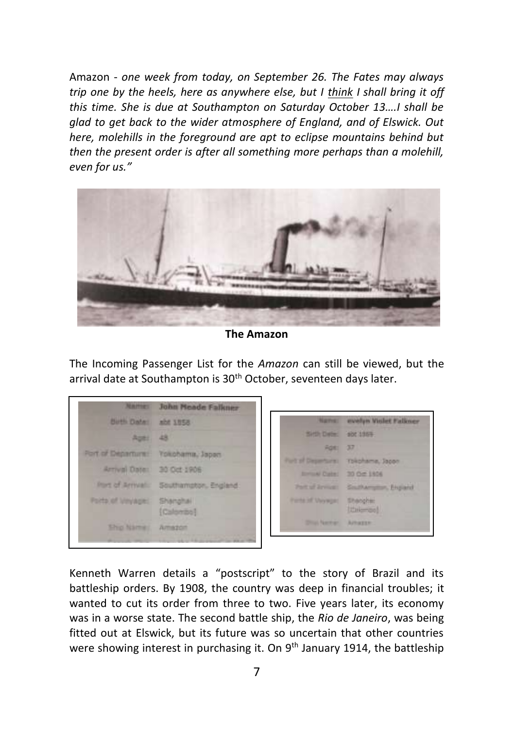Amazon - *one week from today, on September 26. The Fates may always trip one by the heels, here as anywhere else, but I think I shall bring it off this time. She is due at Southampton on Saturday October 13….I shall be glad to get back to the wider atmosphere of England, and of Elswick. Out here, molehills in the foreground are apt to eclipse mountains behind but then the present order is after all something more perhaps than a molehill, even for us."*

**The Amazon**

The Incoming Passenger List for the *Amazon* can still be viewed, but the arrival date at Southampton is 30th October, seventeen days later.

| Name: | John Meade Falkner |
|---|---|
| Birth Date: | abt 1858 |
| Age: | 48 |
| Port of Departure: | Yokohama, Japan |
| Arrival Date: | 30 Oct 1906 |
| Port of Arrival: | Southampton, England |
| Ports of Voyage: | Shanghai [Colombo] |
| Ship Name: | Amazon |

| Name: | evelyn Violet Falkner |
|---|---|
| Birth Date: | abt 1869 |
| Age: | 37 |
| Port of Departure: | Yokohama, Japan |
| Arrival Date: | 30 Oct 1906 |
| Port of Arrival: | Southampton, England |
| Ports of Voyage: | Shanghai [Colombo] |
| Ship Name: | Amazon |

Kenneth Warren details a "postscript" to the story of Brazil and its battleship orders. By 1908, the country was deep in financial troubles; it wanted to cut its order from three to two. Five years later, its economy was in a worse state. The second battle ship, the *Rio de Janeiro*, was being fitted out at Elswick, but its future was so uncertain that other countries were showing interest in purchasing it. On 9th January 1914, the battleship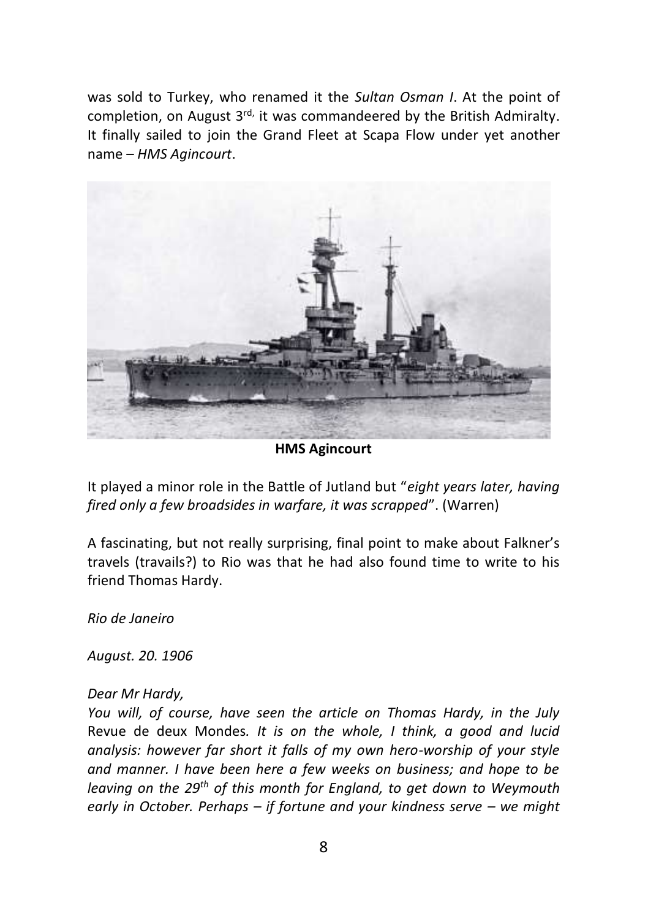was sold to Turkey, who renamed it the *Sultan Osman I*. At the point of completion, on August 3rd, it was commandeered by the British Admiralty. It finally sailed to join the Grand Fleet at Scapa Flow under yet another name – *HMS Agincourt*.

**HMS Agincourt**

It played a minor role in the Battle of Jutland but "*eight years later, having fired only a few broadsides in warfare, it was scrapped*". (Warren)

A fascinating, but not really surprising, final point to make about Falkner's travels (travails?) to Rio was that he had also found time to write to his friend Thomas Hardy.

*Rio de Janeiro*

*August. 20. 1906*

*Dear Mr Hardy,*
*You will, of course, have seen the article on Thomas Hardy, in the July* Revue de deux Mondes*. It is on the whole, I think, a good and lucid analysis: however far short it falls of my own hero-worship of your style and manner. I have been here a few weeks on business; and hope to be leaving on the 29th of this month for England, to get down to Weymouth early in October. Perhaps – if fortune and your kindness serve – we might*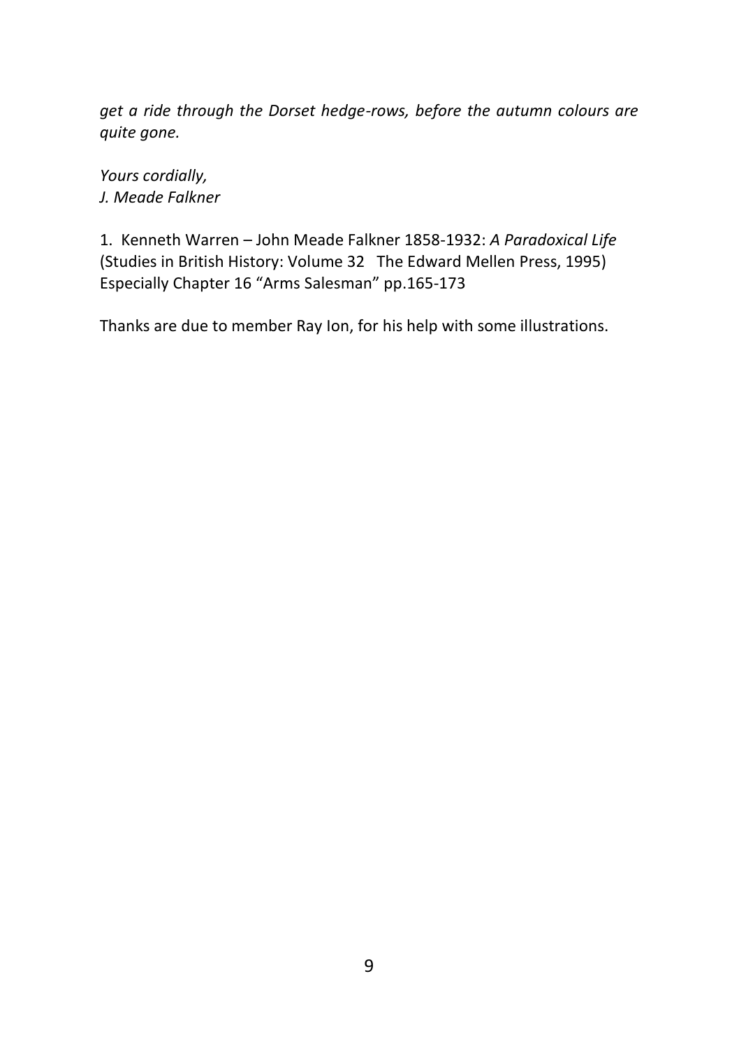*get a ride through the Dorset hedge-rows, before the autumn colours are quite gone.*

*Yours cordially,*
*J. Meade Falkner*

1. Kenneth Warren – John Meade Falkner 1858-1932: *A Paradoxical Life* (Studies in British History: Volume 32 The Edward Mellen Press, 1995) Especially Chapter 16 "Arms Salesman" pp.165-173

Thanks are due to member Ray Ion, for his help with some illustrations.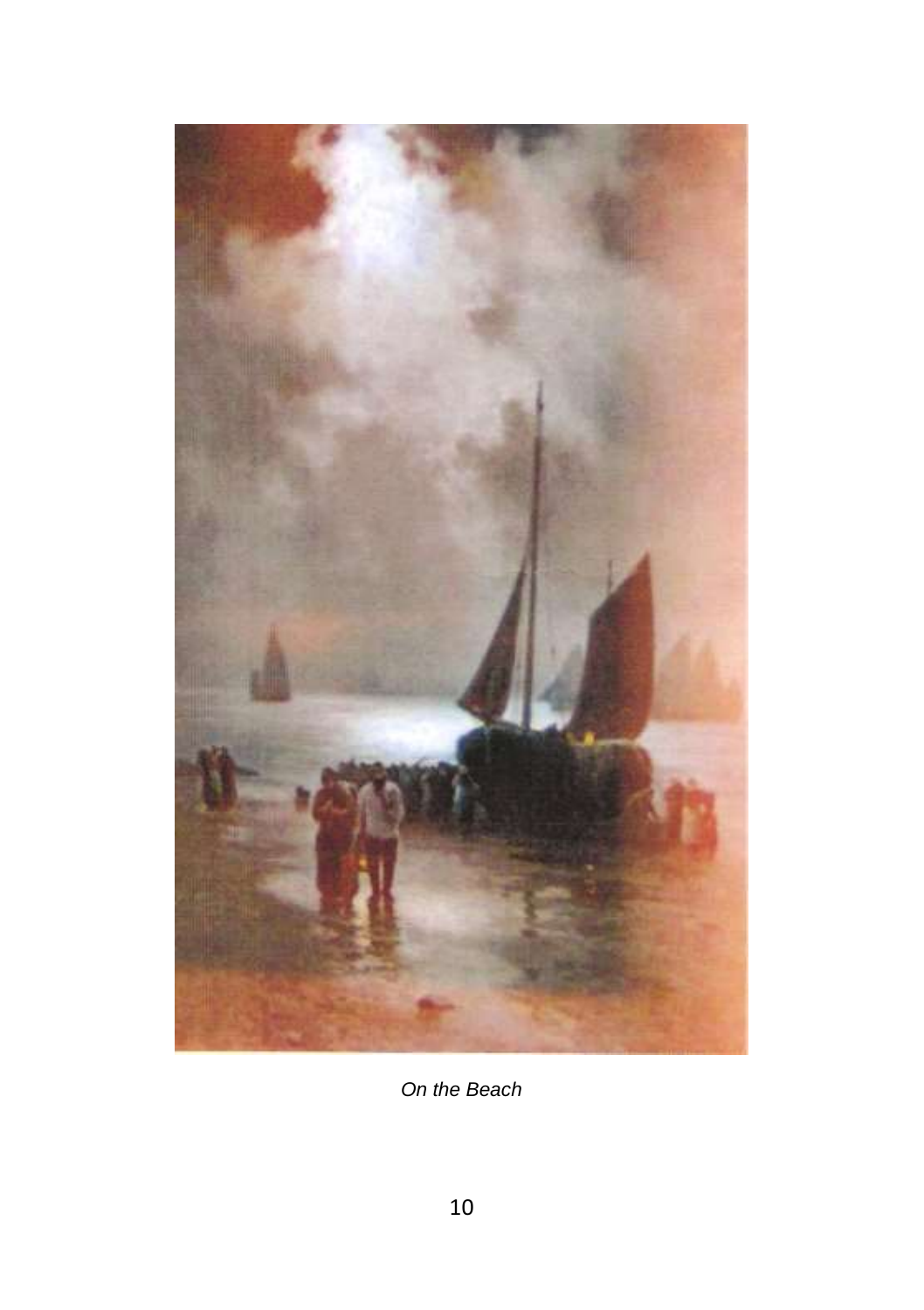*On the Beach*